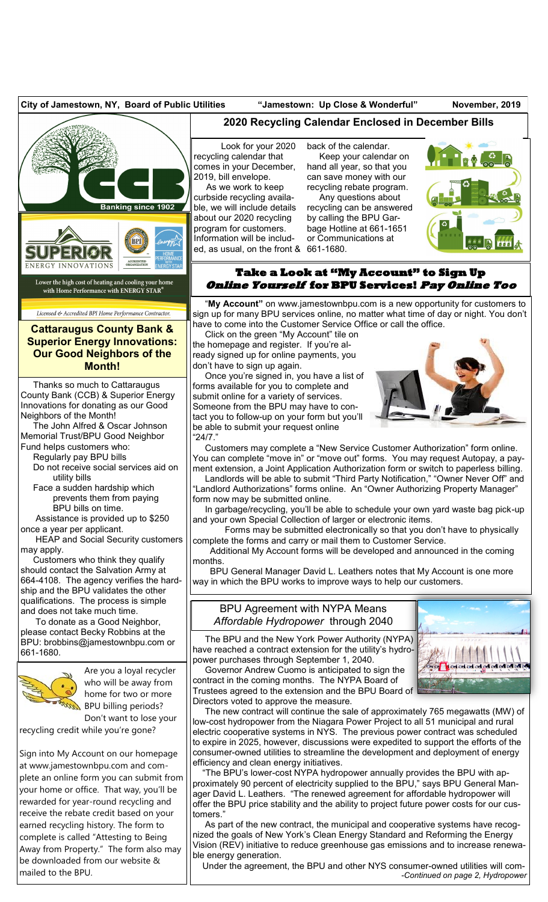City of Jamestown, NY, Board of Public Utilities "Jamestown: Up Close & Wonderful" November, 2019

## 2020 Recycling Calendar Enclosed in December Bills

Look for your 2020 recycling calendar that comes in your December, 2019, bill envelope.

As we work to keep curbside recycling available, we will include details about our 2020 recycling program for customers. Information will be included, as usual, on the front & back of the calendar.

Keep your calendar on hand all year, so that you can save money with our recycling rebate program.

Any questions about recycling can be answered by calling the BPU Garbage Hotline at 661-1651 or Communications at 661-1680.

## Take a Look at "My Account" to Sign Up *Online Yourself* for BPU Services! *Pay Online Too*

"**My Account"** on www.jamestownbpu.com is a new opportunity for customers to sign up for many BPU services online, no matter what time of day or night. You don't have to come into the Customer Service Office or call the office.

Click on the green "My Account" tile on the homepage and register. If you're already signed up for online payments, you don't have to sign up again.

Once you're signed in, you have a list of forms available for you to complete and submit online for a variety of services. Someone from the BPU may have to contact you to follow-up on your form but you'll be able to submit your request online "24/7."

Customers may complete a "New Service Customer Authorization" form online. You can complete "move in" or "move out" forms. You may request Autopay, a payment extension, a Joint Application Authorization form or switch to paperless billing.

Landlords will be able to submit "Third Party Notification," "Owner Never Off" and "Landlord Authorizations" forms online. An "Owner Authorizing Property Manager" form now may be submitted online.

In garbage/recycling, you'll be able to schedule your own yard waste bag pick-up and your own Special Collection of larger or electronic items.

Forms may be submitted electronically so that you don't have to physically complete the forms and carry or mail them to Customer Service.

Additional My Account forms will be developed and announced in the coming months.

BPU General Manager David L. Leathers notes that My Account is one more way in which the BPU works to improve ways to help our customers.

Banking since 1902

SUPERIOR ENERGY INNOVATIONS

Lower the high cost of heating and cooling your home with Home Performance with ENERGY STAR®

Licensed & Accredited BPI Home Performance Contractor.

## Cattaraugus County Bank & Superior Energy Innovations: Our Good Neighbors of the Month!

Thanks so much to Cattaraugus County Bank (CCB) & Superior Energy Innovations for donating as our Good Neighbors of the Month!

The John Alfred & Oscar Johnson Memorial Trust/BPU Good Neighbor Fund helps customers who:

- Regularly pay BPU bills
- Do not receive social services aid on utility bills
- Face a sudden hardship which prevents them from paying BPU bills on time.

Assistance is provided up to $250 once a year per applicant.

HEAP and Social Security customers may apply.

Customers who think they qualify should contact the Salvation Army at 664-4108. The agency verifies the hardship and the BPU validates the other qualifications. The process is simple and does not take much time.

To donate as a Good Neighbor, please contact Becky Robbins at the BPU: brobbins@jamestownbpu.com or 661-1680.

Are you a loyal recycler who will be away from home for two or more BPU billing periods? Don't want to lose your recycling credit while you're gone?

Sign into My Account on our homepage at www.jamestownbpu.com and complete an online form you can submit from your home or office. That way, you'll be rewarded for year-round recycling and receive the rebate credit based on your earned recycling history. The form to complete is called "Attesting to Being Away from Property." The form also may be downloaded from our website & mailed to the BPU.

## BPU Agreement with NYPA Means *Affordable Hydropower* through 2040

The BPU and the New York Power Authority (NYPA) have reached a contract extension for the utility's hydropower purchases through September 1, 2040.

Governor Andrew Cuomo is anticipated to sign the contract in the coming months. The NYPA Board of Trustees agreed to the extension and the BPU Board of Directors voted to approve the measure.

The new contract will continue the sale of approximately 765 megawatts (MW) of low-cost hydropower from the Niagara Power Project to all 51 municipal and rural electric cooperative systems in NYS. The previous power contract was scheduled to expire in 2025, however, discussions were expedited to support the efforts of the consumer-owned utilities to streamline the development and deployment of energy efficiency and clean energy initiatives.

"The BPU's lower-cost NYPA hydropower annually provides the BPU with approximately 90 percent of electricity supplied to the BPU," says BPU General Manager David L. Leathers. "The renewed agreement for affordable hydropower will offer the BPU price stability and the ability to project future power costs for our customers."

As part of the new contract, the municipal and cooperative systems have recognized the goals of New York's Clean Energy Standard and Reforming the Energy Vision (REV) initiative to reduce greenhouse gas emissions and to increase renewable energy generation.

Under the agreement, the BPU and other NYS consumer-owned utilities will com-

*-Continued on page 2, Hydropower*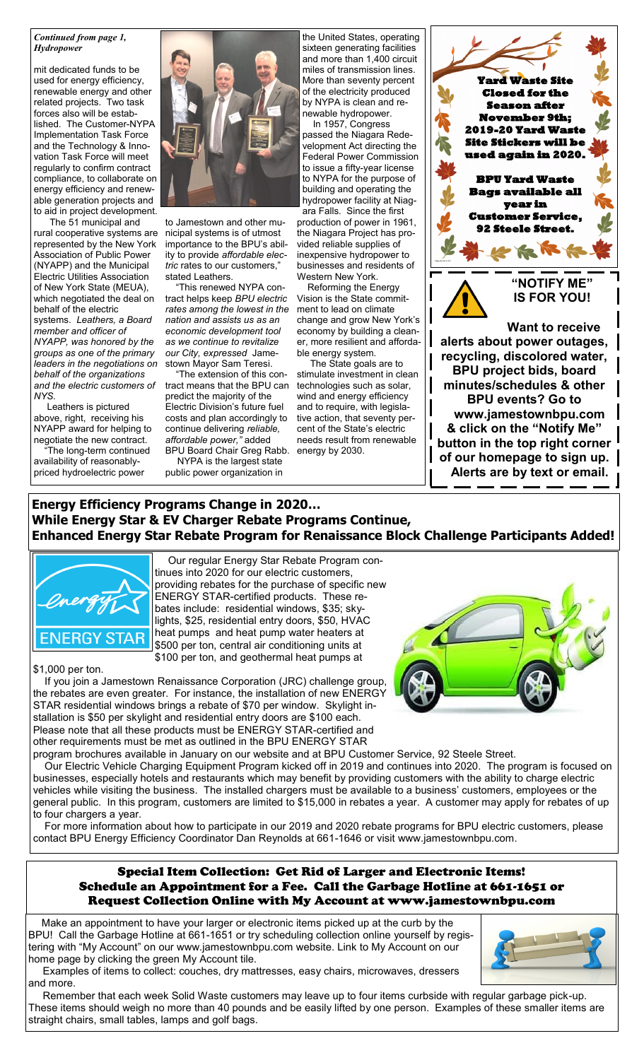*Continued from page 1, Hydropower*

mit dedicated funds to be used for energy efficiency, renewable energy and other related projects. Two task forces also will be established. The Customer-NYPA Implementation Task Force and the Technology & Innovation Task Force will meet regularly to confirm contract compliance, to collaborate on energy efficiency and renewable generation projects and to aid in project development.

The 51 municipal and rural cooperative systems are represented by the New York Association of Public Power (NYAPP) and the Municipal Electric Utilities Association of New York State (MEUA), which negotiated the deal on behalf of the electric systems. *Leathers, a Board member and officer of NYAPP, was honored by the groups as one of the primary leaders in the negotiations on behalf of the organizations and the electric customers of NYS.*

Leathers is pictured above, right, receiving his NYAPP award for helping to negotiate the new contract.

"The long-term continued availability of reasonably-priced hydroelectric power to Jamestown and other municipal systems is of utmost importance to the BPU's ability to provide *affordable electric* rates to our customers," stated Leathers.

"This renewed NYPA contract helps keep *BPU electric rates among the lowest in the nation and assists us as an economic development tool as we continue to revitalize our City, expressed* Jamestown Mayor Sam Teresi.

"The extension of this contract means that the BPU can predict the majority of the Electric Division's future fuel costs and plan accordingly to continue delivering *reliable, affordable power,"* added BPU Board Chair Greg Rabb.

NYPA is the largest state public power organization in the United States, operating sixteen generating facilities and more than 1,400 circuit miles of transmission lines. More than seventy percent of the electricity produced by NYPA is clean and renewable hydropower.

In 1957, Congress passed the Niagara Redevelopment Act directing the Federal Power Commission to issue a fifty-year license to NYPA for the purpose of building and operating the hydropower facility at Niagara Falls. Since the first production of power in 1961, the Niagara Project has provided reliable supplies of inexpensive hydropower to businesses and residents of Western New York.

Reforming the Energy Vision is the State commitment to lead on climate change and grow New York's economy by building a cleaner, more resilient and affordable energy system.

The State goals are to stimulate investment in clean technologies such as solar, wind and energy efficiency and to require, with legislative action, that seventy percent of the State's electric needs result from renewable energy by 2030.

**Yard Waste Site Closed for the Season after November 9th; 2019-20 Yard Waste Site Stickers will be used again in 2020.**

**BPU Yard Waste Bags available all year in Customer Service, 92 Steele Street.**

**"NOTIFY ME" IS FOR YOU!**

**Want to receive alerts about power outages, recycling, discolored water, BPU project bids, board minutes/schedules & other BPU events? Go to www.jamestownbpu.com & click on the "Notify Me" button in the top right corner of our homepage to sign up. Alerts are by text or email.**

## Energy Efficiency Programs Change in 2020… While Energy Star & EV Charger Rebate Programs Continue, Enhanced Energy Star Rebate Program for Renaissance Block Challenge Participants Added!

Our regular Energy Star Rebate Program continues into 2020 for our electric customers, providing rebates for the purchase of specific new ENERGY STAR-certified products. These rebates include: residential windows, $35; skylights, $25, residential entry doors, $50, HVAC heat pumps and heat pump water heaters at $500 per ton, central air conditioning units at $100 per ton, and geothermal heat pumps at $1,000 per ton.

If you join a Jamestown Renaissance Corporation (JRC) challenge group, the rebates are even greater. For instance, the installation of new ENERGY STAR residential windows brings a rebate of $70 per window. Skylight installation is $50 per skylight and residential entry doors are $100 each. Please note that all these products must be ENERGY STAR-certified and other requirements must be met as outlined in the BPU ENERGY STAR program brochures available in January on our website and at BPU Customer Service, 92 Steele Street.

Our Electric Vehicle Charging Equipment Program kicked off in 2019 and continues into 2020. The program is focused on businesses, especially hotels and restaurants which may benefit by providing customers with the ability to charge electric vehicles while visiting the business. The installed chargers must be available to a business' customers, employees or the general public. In this program, customers are limited to $15,000 in rebates a year. A customer may apply for rebates of up to four chargers a year.

For more information about how to participate in our 2019 and 2020 rebate programs for BPU electric customers, please contact BPU Energy Efficiency Coordinator Dan Reynolds at 661-1646 or visit www.jamestownbpu.com.

## Special Item Collection: Get Rid of Larger and Electronic Items! Schedule an Appointment for a Fee. Call the Garbage Hotline at 661-1651 or Request Collection Online with My Account at www.jamestownbpu.com

Make an appointment to have your larger or electronic items picked up at the curb by the BPU! Call the Garbage Hotline at 661-1651 or try scheduling collection online yourself by registering with "My Account" on our www.jamestownbpu.com website. Link to My Account on our home page by clicking the green My Account tile.

Examples of items to collect: couches, dry mattresses, easy chairs, microwaves, dressers and more.

Remember that each week Solid Waste customers may leave up to four items curbside with regular garbage pick-up. These items should weigh no more than 40 pounds and be easily lifted by one person. Examples of these smaller items are straight chairs, small tables, lamps and golf bags.